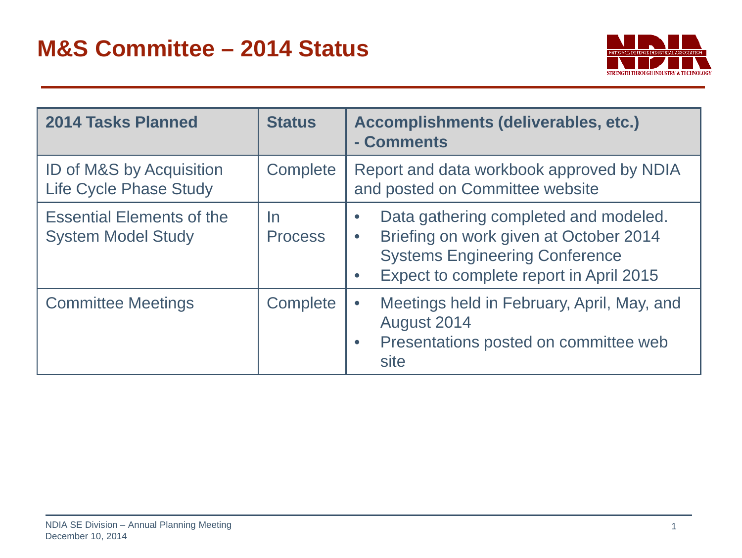# M&S Committee – 2014 Status

| 2014 Tasks Planned | Status | Accomplishments (deliverables, etc.) - Comments |
| --- | --- | --- |
| ID of M&S by Acquisition Life Cycle Phase Study | Complete | Report and data workbook approved by NDIA and posted on Committee website |
| Essential Elements of the System Model Study | In Process | • Data gathering completed and modeled. <br> • Briefing on work given at October 2014 Systems Engineering Conference <br> • Expect to complete report in April 2015 |
| Committee Meetings | Complete | • Meetings held in February, April, May, and August 2014 <br> • Presentations posted on committee web site |

NDIA SE Division – Annual Planning Meeting
December 10, 2014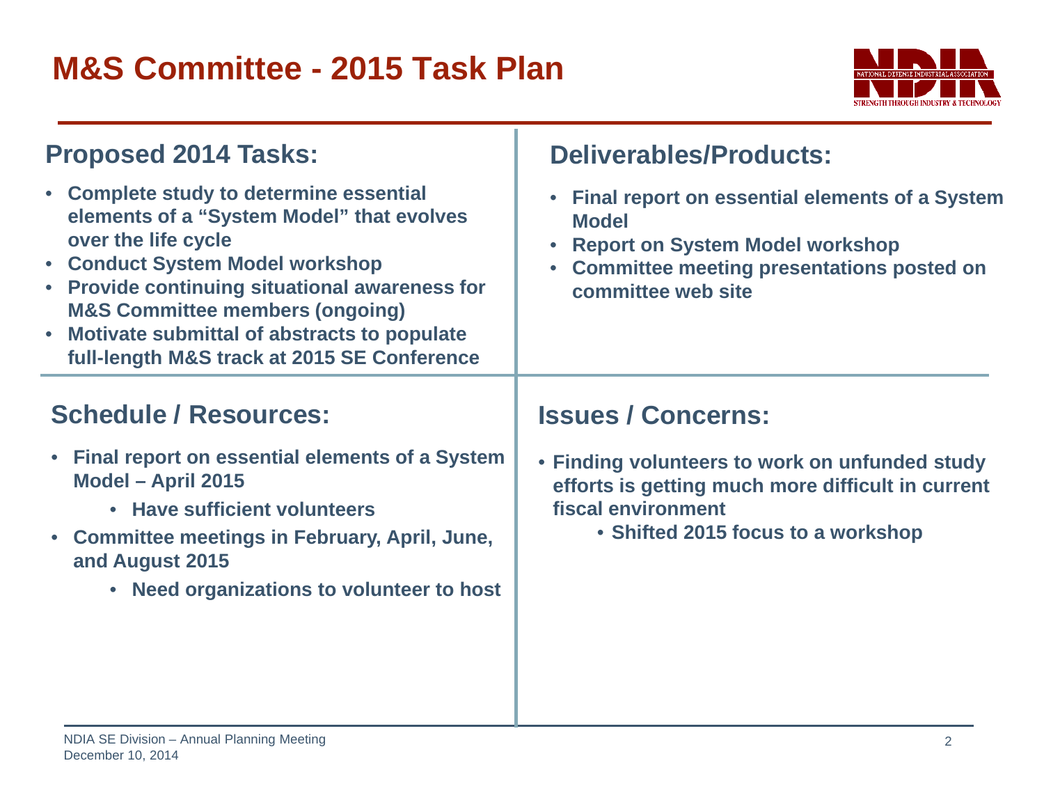# M&S Committee - 2015 Task Plan

## Proposed 2014 Tasks:

- **Complete study to determine essential elements of a "System Model" that evolves over the life cycle**
- **Conduct System Model workshop**
- **Provide continuing situational awareness for M&S Committee members (ongoing)**
- **Motivate submittal of abstracts to populate full-length M&S track at 2015 SE Conference**

## Deliverables/Products:

- **Final report on essential elements of a System Model**
- **Report on System Model workshop**
- **Committee meeting presentations posted on committee web site**

## Schedule / Resources:

- **Final report on essential elements of a System Model – April 2015**
  - **Have sufficient volunteers**
- **Committee meetings in February, April, June, and August 2015**
  - **Need organizations to volunteer to host**

## Issues / Concerns:

- **Finding volunteers to work on unfunded study efforts is getting much more difficult in current fiscal environment**
  - **Shifted 2015 focus to a workshop**